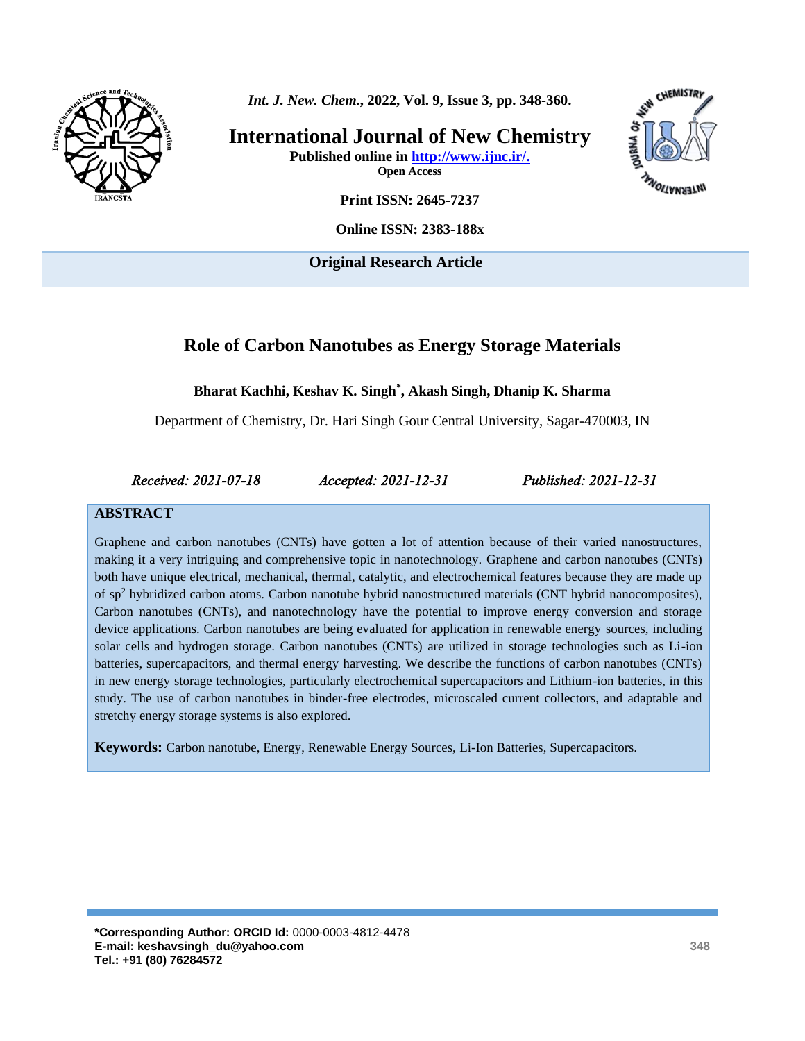**Original Research Article**

# Role of Carbon Nanotubes as Energy Storage Materials

**Bharat Kachhi, Keshav K. Singh*, Akash Singh, Dhanip K. Sharma**

Department of Chemistry, Dr. Hari Singh Gour Central University, Sagar-470003, IN

*Received: 2021-07-18* *Accepted: 2021-12-31* *Published: 2021-12-31*

## ABSTRACT

Graphene and carbon nanotubes (CNTs) have gotten a lot of attention because of their varied nanostructures, making it a very intriguing and comprehensive topic in nanotechnology. Graphene and carbon nanotubes (CNTs) both have unique electrical, mechanical, thermal, catalytic, and electrochemical features because they are made up of $sp^2$ hybridized carbon atoms. Carbon nanotube hybrid nanostructured materials (CNT hybrid nanocomposites), Carbon nanotubes (CNTs), and nanotechnology have the potential to improve energy conversion and storage device applications. Carbon nanotubes are being evaluated for application in renewable energy sources, including solar cells and hydrogen storage. Carbon nanotubes (CNTs) are utilized in storage technologies such as Li-ion batteries, supercapacitors, and thermal energy harvesting. We describe the functions of carbon nanotubes (CNTs) in new energy storage technologies, particularly electrochemical supercapacitors and Lithium-ion batteries, in this study. The use of carbon nanotubes in binder-free electrodes, microscaled current collectors, and adaptable and stretchy energy storage systems is also explored.

**Keywords:** Carbon nanotube, Energy, Renewable Energy Sources, Li-Ion Batteries, Supercapacitors.

**\*Corresponding Author: ORCID Id:** 0000-0003-4812-4478
**E-mail: keshavsingh_du@yahoo.com**
**Tel.: +91 (80) 76284572**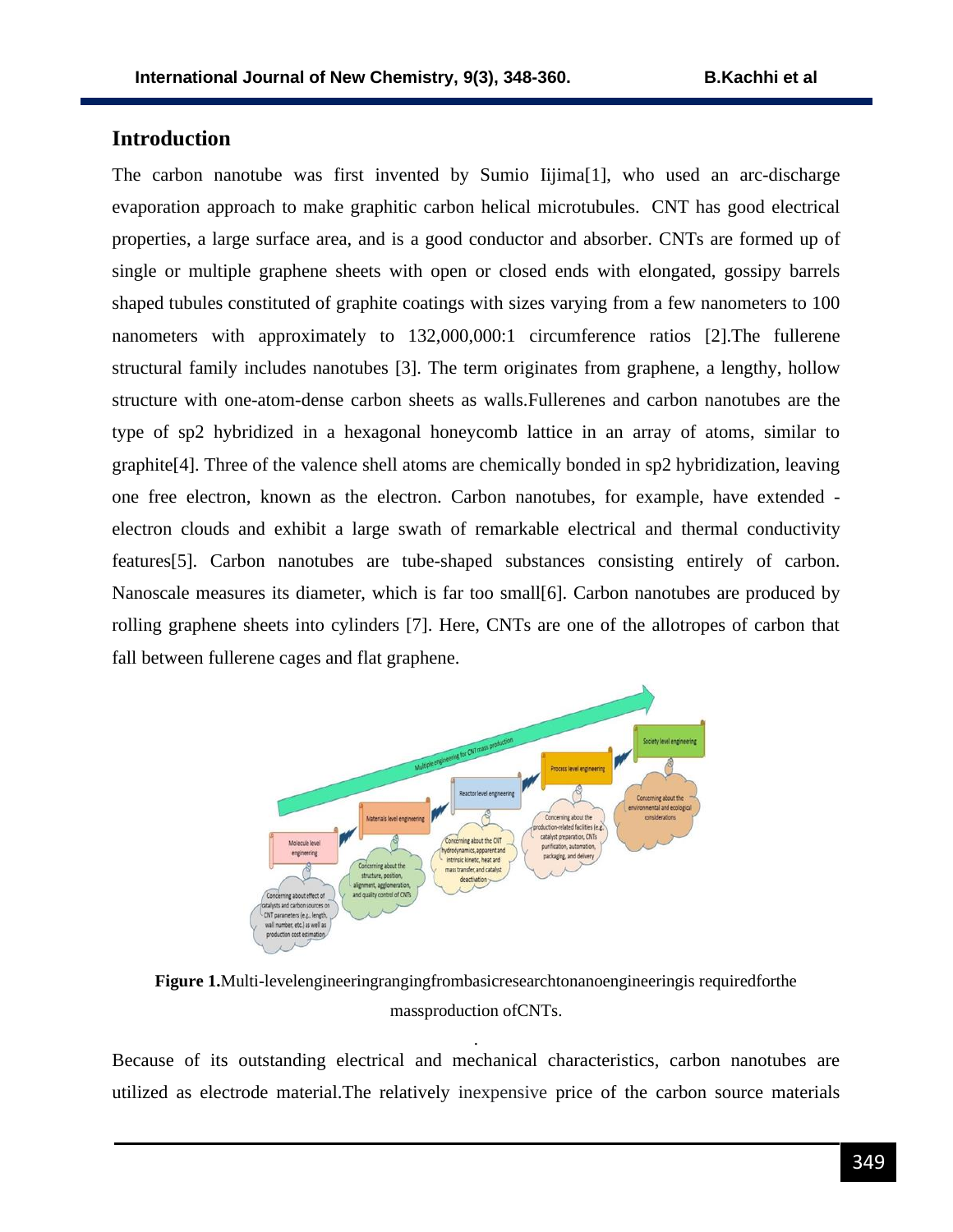## Introduction

The carbon nanotube was first invented by Sumio Iijima[1], who used an arc-discharge evaporation approach to make graphitic carbon helical microtubules. CNT has good electrical properties, a large surface area, and is a good conductor and absorber. CNTs are formed up of single or multiple graphene sheets with open or closed ends with elongated, gossipy barrels shaped tubules constituted of graphite coatings with sizes varying from a few nanometers to 100 nanometers with approximately to 132,000,000:1 circumference ratios [2].The fullerene structural family includes nanotubes [3]. The term originates from graphene, a lengthy, hollow structure with one-atom-dense carbon sheets as walls.Fullerenes and carbon nanotubes are the type of sp2 hybridized in a hexagonal honeycomb lattice in an array of atoms, similar to graphite[4]. Three of the valence shell atoms are chemically bonded in sp2 hybridization, leaving one free electron, known as the electron. Carbon nanotubes, for example, have extended -electron clouds and exhibit a large swath of remarkable electrical and thermal conductivity features[5]. Carbon nanotubes are tube-shaped substances consisting entirely of carbon. Nanoscale measures its diameter, which is far too small[6]. Carbon nanotubes are produced by rolling graphene sheets into cylinders [7]. Here, CNTs are one of the allotropes of carbon that fall between fullerene cages and flat graphene.

**Figure 1.**Multi-levelengineeringrangingfrombasicresearchtonanoengineeringis requiredforthe massproduction ofCNTs.

Because of its outstanding electrical and mechanical characteristics, carbon nanotubes are utilized as electrode material.The relatively inexpensive price of the carbon source materials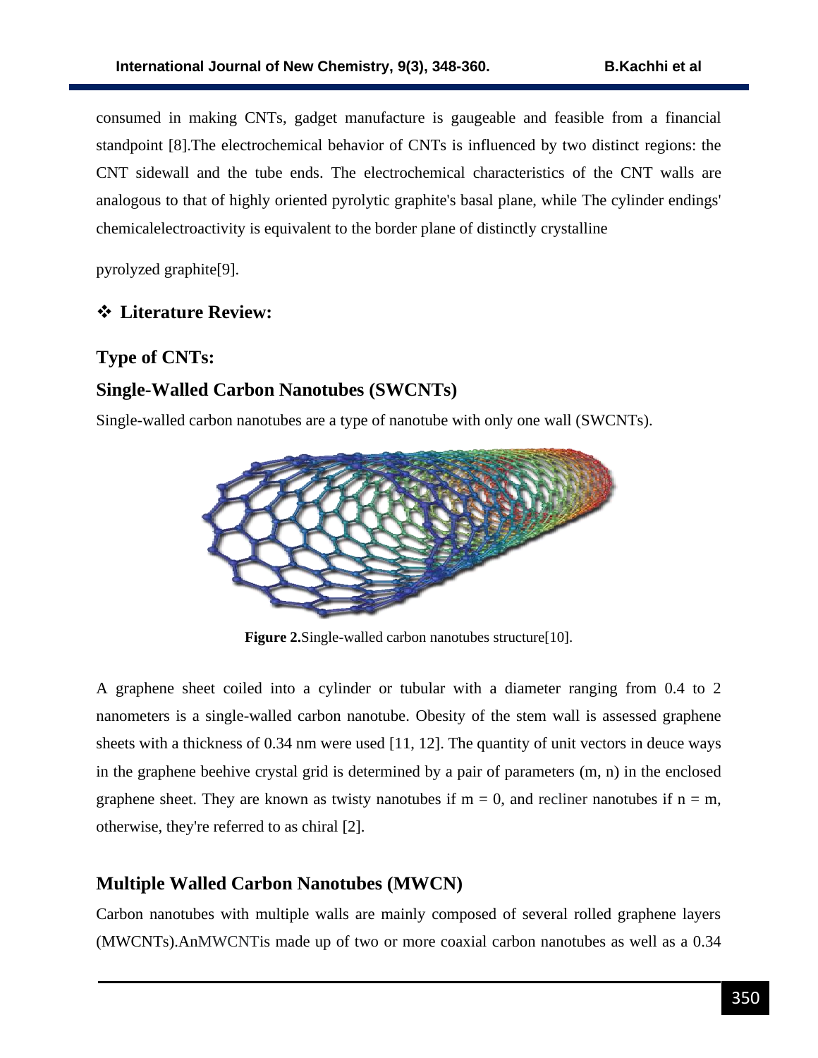consumed in making CNTs, gadget manufacture is gaugeable and feasible from a financial standpoint [8].The electrochemical behavior of CNTs is influenced by two distinct regions: the CNT sidewall and the tube ends. The electrochemical characteristics of the CNT walls are analogous to that of highly oriented pyrolytic graphite's basal plane, while The cylinder endings' chemicalelectroactivity is equivalent to the border plane of distinctly crystalline

pyrolyzed graphite[9].

## ❖ Literature Review:

### Type of CNTs:

### Single-Walled Carbon Nanotubes (SWCNTs)

Single-walled carbon nanotubes are a type of nanotube with only one wall (SWCNTs).

**Figure 2.**Single-walled carbon nanotubes structure[10].

A graphene sheet coiled into a cylinder or tubular with a diameter ranging from 0.4 to 2 nanometers is a single-walled carbon nanotube. Obesity of the stem wall is assessed graphene sheets with a thickness of 0.34 nm were used [11, 12]. The quantity of unit vectors in deuce ways in the graphene beehive crystal grid is determined by a pair of parameters (m, n) in the enclosed graphene sheet. They are known as twisty nanotubes if $m = 0$, and recliner nanotubes if $n = m$, otherwise, they're referred to as chiral [2].

### Multiple Walled Carbon Nanotubes (MWCN)

Carbon nanotubes with multiple walls are mainly composed of several rolled graphene layers (MWCNTs).AnMWCNTis made up of two or more coaxial carbon nanotubes as well as a 0.34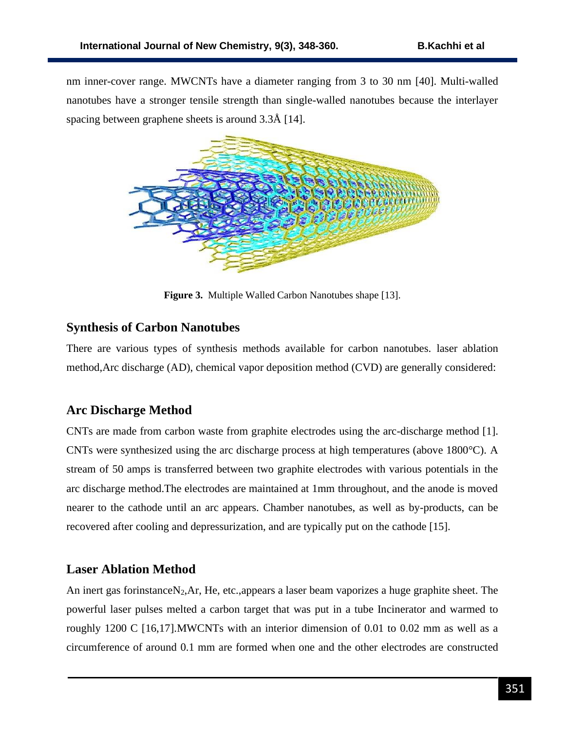nm inner-cover range. MWCNTs have a diameter ranging from 3 to 30 nm [40]. Multi-walled nanotubes have a stronger tensile strength than single-walled nanotubes because the interlayer spacing between graphene sheets is around 3.3Å [14].

**Figure 3.** Multiple Walled Carbon Nanotubes shape [13].

## Synthesis of Carbon Nanotubes

There are various types of synthesis methods available for carbon nanotubes. laser ablation method,Arc discharge (AD), chemical vapor deposition method (CVD) are generally considered:

## Arc Discharge Method

CNTs are made from carbon waste from graphite electrodes using the arc-discharge method [1]. CNTs were synthesized using the arc discharge process at high temperatures (above 1800°C). A stream of 50 amps is transferred between two graphite electrodes with various potentials in the arc discharge method.The electrodes are maintained at 1mm throughout, and the anode is moved nearer to the cathode until an arc appears. Chamber nanotubes, as well as by-products, can be recovered after cooling and depressurization, and are typically put on the cathode [15].

## Laser Ablation Method

An inert gas forinstance$N_2$,Ar, He, etc.,appears a laser beam vaporizes a huge graphite sheet. The powerful laser pulses melted a carbon target that was put in a tube Incinerator and warmed to roughly 1200 C [16,17].MWCNTs with an interior dimension of 0.01 to 0.02 mm as well as a circumference of around 0.1 mm are formed when one and the other electrodes are constructed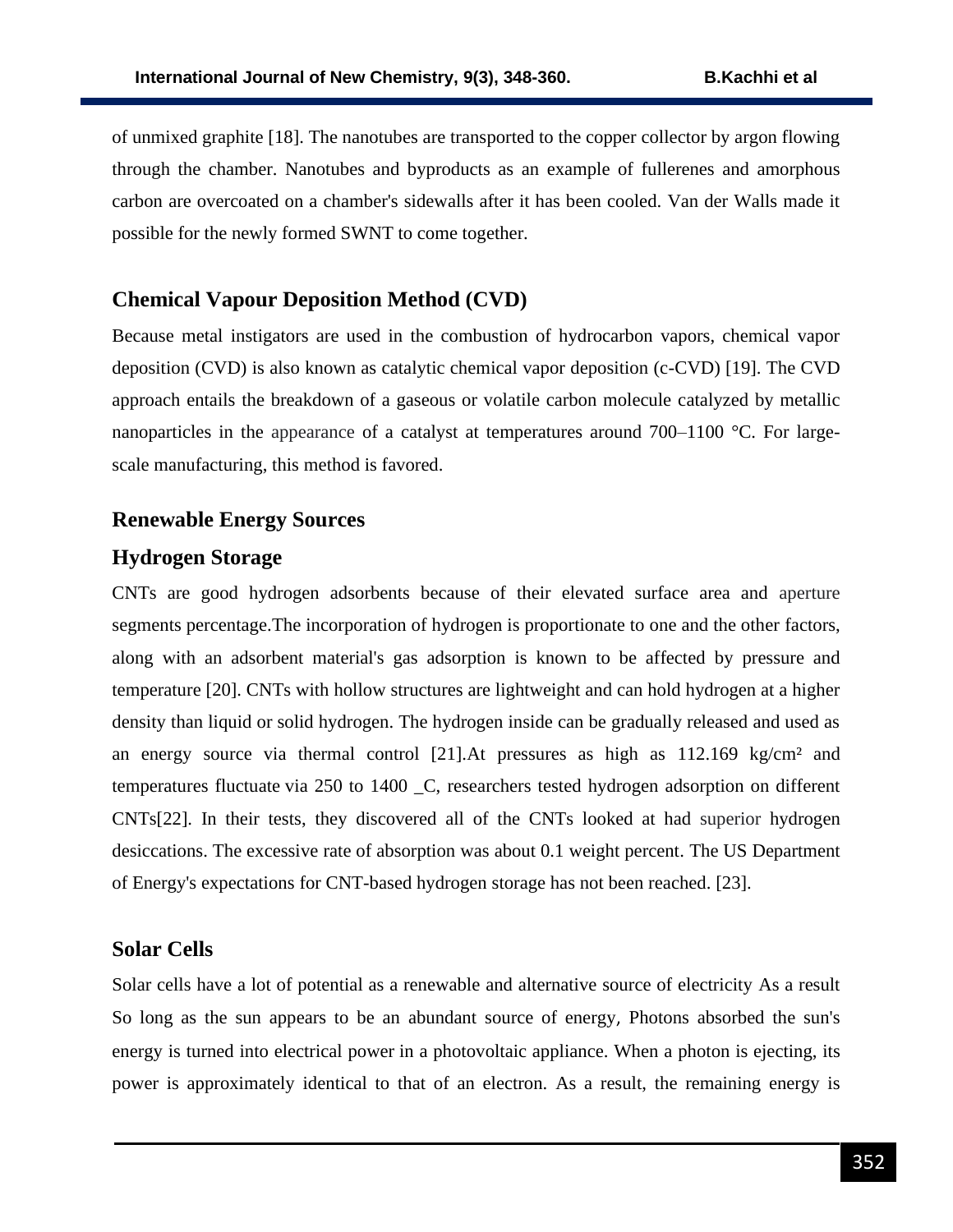of unmixed graphite [18]. The nanotubes are transported to the copper collector by argon flowing through the chamber. Nanotubes and byproducts as an example of fullerenes and amorphous carbon are overcoated on a chamber's sidewalls after it has been cooled. Van der Walls made it possible for the newly formed SWNT to come together.

## Chemical Vapour Deposition Method (CVD)

Because metal instigators are used in the combustion of hydrocarbon vapors, chemical vapor deposition (CVD) is also known as catalytic chemical vapor deposition (c-CVD) [19]. The CVD approach entails the breakdown of a gaseous or volatile carbon molecule catalyzed by metallic nanoparticles in the appearance of a catalyst at temperatures around 700–1100 °C. For large-scale manufacturing, this method is favored.

## Renewable Energy Sources

## Hydrogen Storage

CNTs are good hydrogen adsorbents because of their elevated surface area and aperture segments percentage.The incorporation of hydrogen is proportionate to one and the other factors, along with an adsorbent material's gas adsorption is known to be affected by pressure and temperature [20]. CNTs with hollow structures are lightweight and can hold hydrogen at a higher density than liquid or solid hydrogen. The hydrogen inside can be gradually released and used as an energy source via thermal control [21].At pressures as high as 112.169 kg/cm² and temperatures fluctuate via 250 to 1400 _C, researchers tested hydrogen adsorption on different CNTs[22]. In their tests, they discovered all of the CNTs looked at had superior hydrogen desiccations. The excessive rate of absorption was about 0.1 weight percent. The US Department of Energy's expectations for CNT-based hydrogen storage has not been reached. [23].

## Solar Cells

Solar cells have a lot of potential as a renewable and alternative source of electricity As a result So long as the sun appears to be an abundant source of energy, Photons absorbed the sun's energy is turned into electrical power in a photovoltaic appliance. When a photon is ejecting, its power is approximately identical to that of an electron. As a result, the remaining energy is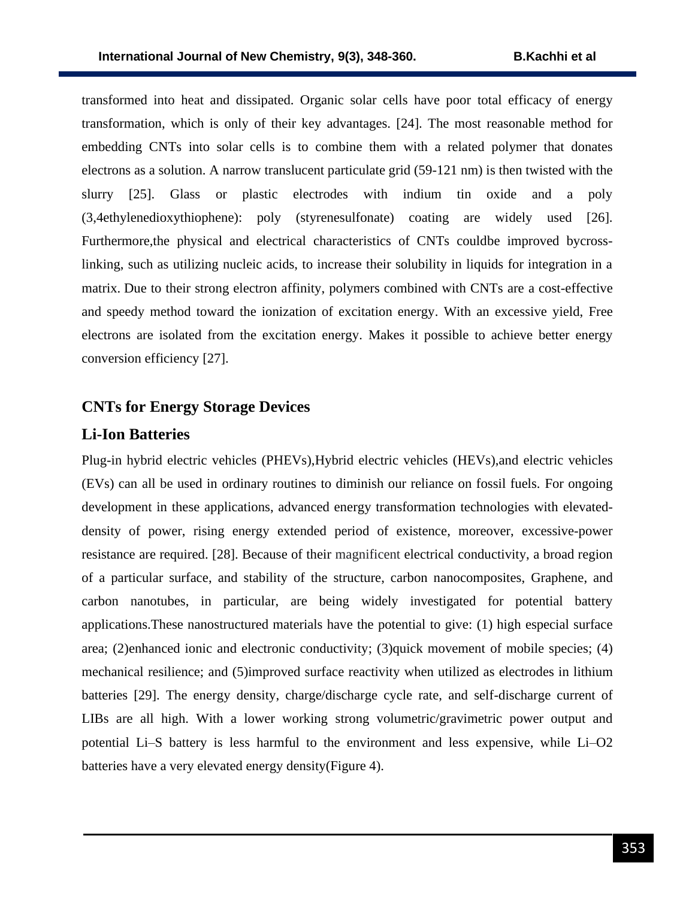transformed into heat and dissipated. Organic solar cells have poor total efficacy of energy transformation, which is only of their key advantages. [24]. The most reasonable method for embedding CNTs into solar cells is to combine them with a related polymer that donates electrons as a solution. A narrow translucent particulate grid (59-121 nm) is then twisted with the slurry [25]. Glass or plastic electrodes with indium tin oxide and a poly (3,4ethylenedioxythiophene): poly (styrenesulfonate) coating are widely used [26]. Furthermore,the physical and electrical characteristics of CNTs couldbe improved bycross-linking, such as utilizing nucleic acids, to increase their solubility in liquids for integration in a matrix. Due to their strong electron affinity, polymers combined with CNTs are a cost-effective and speedy method toward the ionization of excitation energy. With an excessive yield, Free electrons are isolated from the excitation energy. Makes it possible to achieve better energy conversion efficiency [27].

## CNTs for Energy Storage Devices

### Li-Ion Batteries

Plug-in hybrid electric vehicles (PHEVs),Hybrid electric vehicles (HEVs),and electric vehicles (EVs) can all be used in ordinary routines to diminish our reliance on fossil fuels. For ongoing development in these applications, advanced energy transformation technologies with elevated-density of power, rising energy extended period of existence, moreover, excessive-power resistance are required. [28]. Because of their magnificent electrical conductivity, a broad region of a particular surface, and stability of the structure, carbon nanocomposites, Graphene, and carbon nanotubes, in particular, are being widely investigated for potential battery applications.These nanostructured materials have the potential to give: (1) high especial surface area; (2)enhanced ionic and electronic conductivity; (3)quick movement of mobile species; (4) mechanical resilience; and (5)improved surface reactivity when utilized as electrodes in lithium batteries [29]. The energy density, charge/discharge cycle rate, and self-discharge current of LIBs are all high. With a lower working strong volumetric/gravimetric power output and potential Li–S battery is less harmful to the environment and less expensive, while Li–$O_2$ batteries have a very elevated energy density(Figure 4).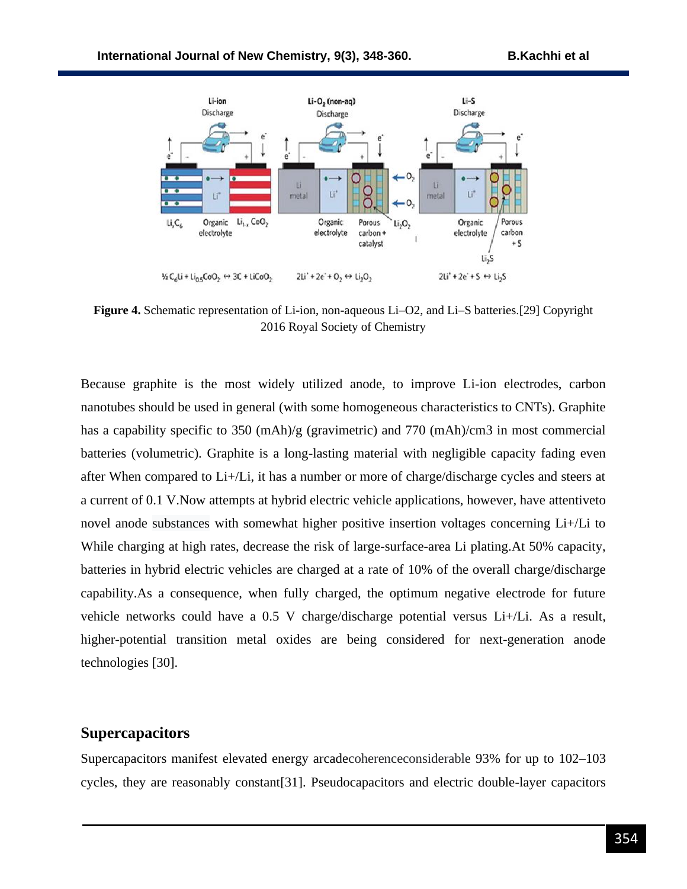Figure 4. Schematic representation of Li-ion, non-aqueous Li–O2, and Li–S batteries.[29] Copyright 2016 Royal Society of Chemistry

Because graphite is the most widely utilized anode, to improve Li-ion electrodes, carbon nanotubes should be used in general (with some homogeneous characteristics to CNTs). Graphite has a capability specific to 350 (mAh)/g (gravimetric) and 770 (mAh)/cm3 in most commercial batteries (volumetric). Graphite is a long-lasting material with negligible capacity fading even after When compared to Li+/Li, it has a number or more of charge/discharge cycles and steers at a current of 0.1 V.Now attempts at hybrid electric vehicle applications, however, have attentiveto novel anode substances with somewhat higher positive insertion voltages concerning Li+/Li to While charging at high rates, decrease the risk of large-surface-area Li plating.At 50% capacity, batteries in hybrid electric vehicles are charged at a rate of 10% of the overall charge/discharge capability.As a consequence, when fully charged, the optimum negative electrode for future vehicle networks could have a 0.5 V charge/discharge potential versus Li+/Li. As a result, higher-potential transition metal oxides are being considered for next-generation anode technologies [30].

## Supercapacitors

Supercapacitors manifest elevated energy arcadecoherenceconsiderable 93% for up to 102–103 cycles, they are reasonably constant[31]. Pseudocapacitors and electric double-layer capacitors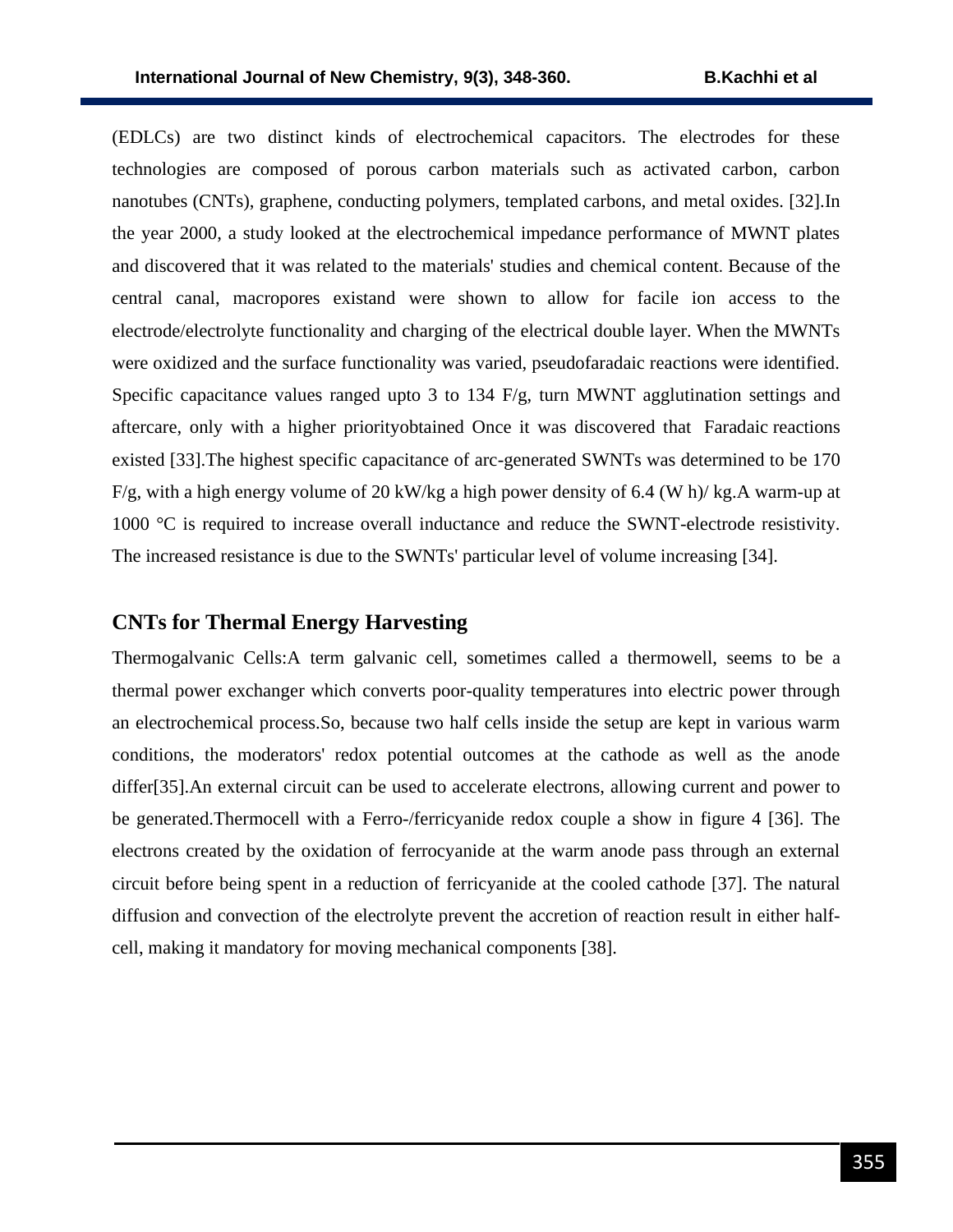(EDLCs) are two distinct kinds of electrochemical capacitors. The electrodes for these technologies are composed of porous carbon materials such as activated carbon, carbon nanotubes (CNTs), graphene, conducting polymers, templated carbons, and metal oxides. [32].In the year 2000, a study looked at the electrochemical impedance performance of MWNT plates and discovered that it was related to the materials' studies and chemical content. Because of the central canal, macropores existand were shown to allow for facile ion access to the electrode/electrolyte functionality and charging of the electrical double layer. When the MWNTs were oxidized and the surface functionality was varied, pseudofaradaic reactions were identified. Specific capacitance values ranged upto 3 to 134 F/g, turn MWNT agglutination settings and aftercare, only with a higher priorityobtained Once it was discovered that Faradaic reactions existed [33].The highest specific capacitance of arc-generated SWNTs was determined to be 170 F/g, with a high energy volume of 20 kW/kg a high power density of 6.4 (W h)/ kg.A warm-up at 1000 °C is required to increase overall inductance and reduce the SWNT-electrode resistivity. The increased resistance is due to the SWNTs' particular level of volume increasing [34].

## CNTs for Thermal Energy Harvesting

Thermogalvanic Cells:A term galvanic cell, sometimes called a thermowell, seems to be a thermal power exchanger which converts poor-quality temperatures into electric power through an electrochemical process.So, because two half cells inside the setup are kept in various warm conditions, the moderators' redox potential outcomes at the cathode as well as the anode differ[35].An external circuit can be used to accelerate electrons, allowing current and power to be generated.Thermocell with a Ferro-/ferricyanide redox couple a show in figure 4 [36]. The electrons created by the oxidation of ferrocyanide at the warm anode pass through an external circuit before being spent in a reduction of ferricyanide at the cooled cathode [37]. The natural diffusion and convection of the electrolyte prevent the accretion of reaction result in either half-cell, making it mandatory for moving mechanical components [38].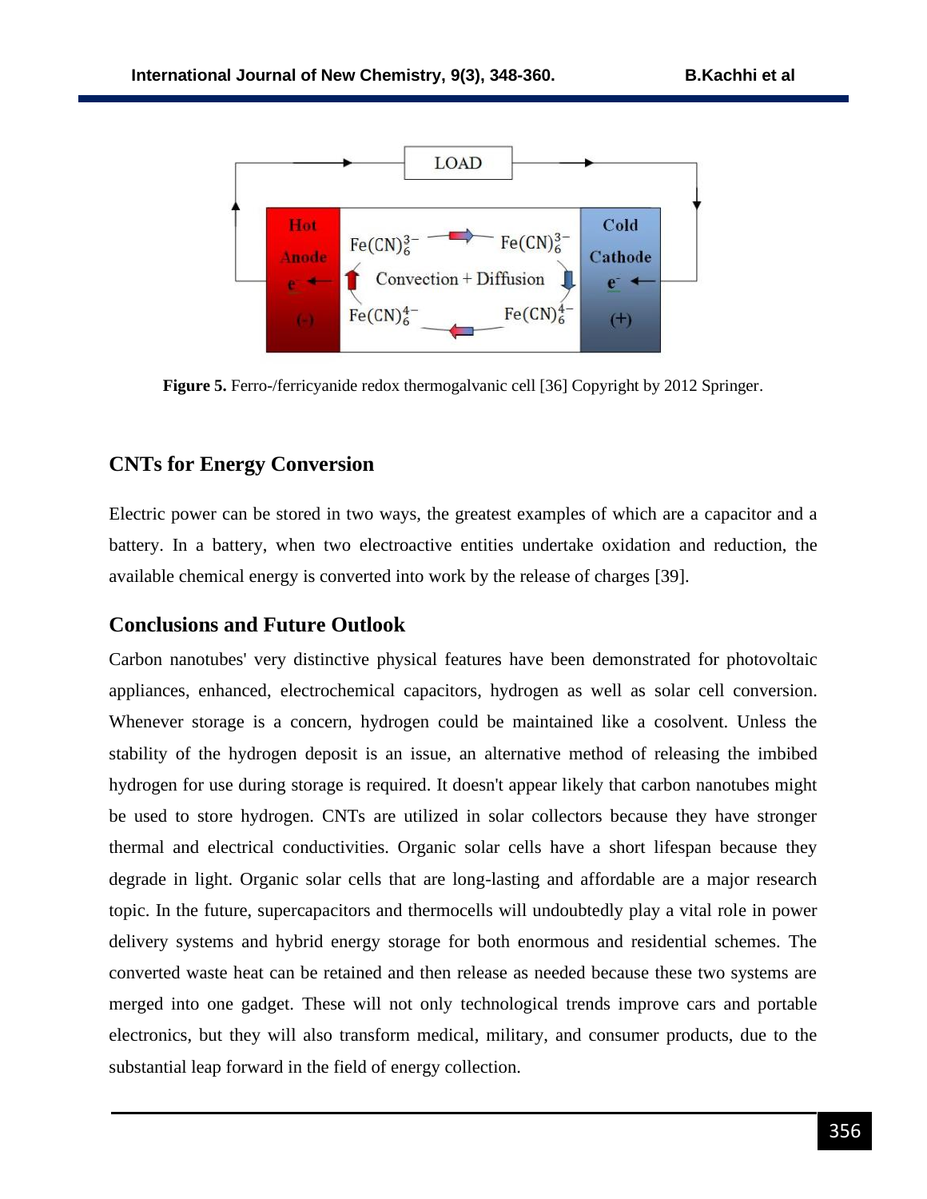**Figure 5.** Ferro-/ferricyanide redox thermogalvanic cell [36] Copyright by 2012 Springer.

## CNTs for Energy Conversion

Electric power can be stored in two ways, the greatest examples of which are a capacitor and a battery. In a battery, when two electroactive entities undertake oxidation and reduction, the available chemical energy is converted into work by the release of charges [39].

## Conclusions and Future Outlook

Carbon nanotubes' very distinctive physical features have been demonstrated for photovoltaic appliances, enhanced, electrochemical capacitors, hydrogen as well as solar cell conversion. Whenever storage is a concern, hydrogen could be maintained like a cosolvent. Unless the stability of the hydrogen deposit is an issue, an alternative method of releasing the imbibed hydrogen for use during storage is required. It doesn't appear likely that carbon nanotubes might be used to store hydrogen. CNTs are utilized in solar collectors because they have stronger thermal and electrical conductivities. Organic solar cells have a short lifespan because they degrade in light. Organic solar cells that are long-lasting and affordable are a major research topic. In the future, supercapacitors and thermocells will undoubtedly play a vital role in power delivery systems and hybrid energy storage for both enormous and residential schemes. The converted waste heat can be retained and then release as needed because these two systems are merged into one gadget. These will not only technological trends improve cars and portable electronics, but they will also transform medical, military, and consumer products, due to the substantial leap forward in the field of energy collection.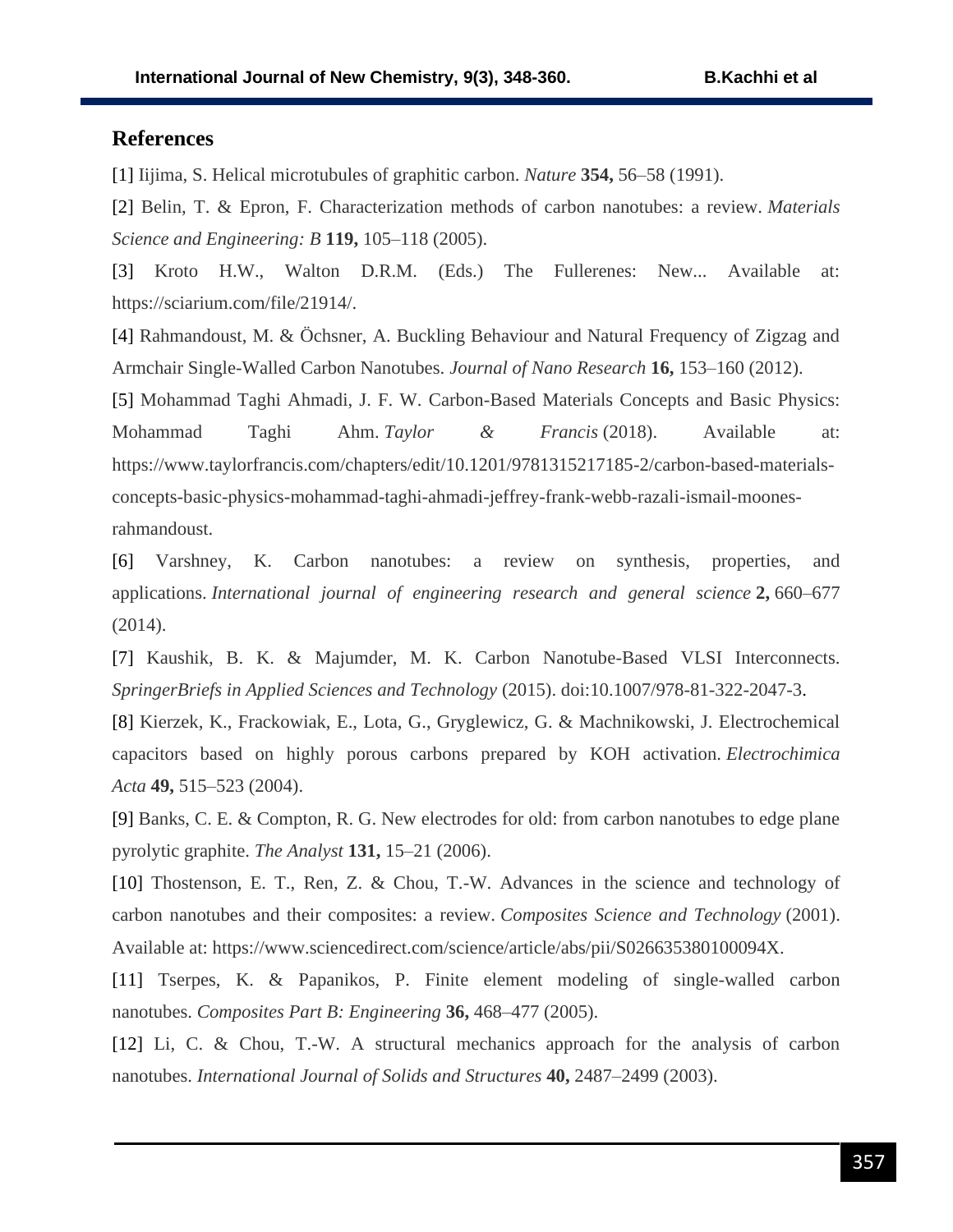## References

[1] Iijima, S. Helical microtubules of graphitic carbon. *Nature* **354,** 56–58 (1991).

[2] Belin, T. & Epron, F. Characterization methods of carbon nanotubes: a review. *Materials Science and Engineering: B* **119,** 105–118 (2005).

[3] Kroto H.W., Walton D.R.M. (Eds.) The Fullerenes: New... Available at: https://sciarium.com/file/21914/.

[4] Rahmandoust, M. & Öchsner, A. Buckling Behaviour and Natural Frequency of Zigzag and Armchair Single-Walled Carbon Nanotubes. *Journal of Nano Research* **16,** 153–160 (2012).

[5] Mohammad Taghi Ahmadi, J. F. W. Carbon-Based Materials Concepts and Basic Physics: Mohammad Taghi Ahm. *Taylor & Francis* (2018). Available at: https://www.taylorfrancis.com/chapters/edit/10.1201/9781315217185-2/carbon-based-materials-concepts-basic-physics-mohammad-taghi-ahmadi-jeffrey-frank-webb-razali-ismail-moones-rahmandoust.

[6] Varshney, K. Carbon nanotubes: a review on synthesis, properties, and applications. *International journal of engineering research and general science* **2,** 660–677 (2014).

[7] Kaushik, B. K. & Majumder, M. K. Carbon Nanotube-Based VLSI Interconnects. *SpringerBriefs in Applied Sciences and Technology* (2015). doi:10.1007/978-81-322-2047-3.

[8] Kierzek, K., Frackowiak, E., Lota, G., Gryglewicz, G. & Machnikowski, J. Electrochemical capacitors based on highly porous carbons prepared by KOH activation. *Electrochimica Acta* **49,** 515–523 (2004).

[9] Banks, C. E. & Compton, R. G. New electrodes for old: from carbon nanotubes to edge plane pyrolytic graphite. *The Analyst* **131,** 15–21 (2006).

[10] Thostenson, E. T., Ren, Z. & Chou, T.-W. Advances in the science and technology of carbon nanotubes and their composites: a review. *Composites Science and Technology* (2001). Available at: https://www.sciencedirect.com/science/article/abs/pii/S026635380100094X.

[11] Tserpes, K. & Papanikos, P. Finite element modeling of single-walled carbon nanotubes. *Composites Part B: Engineering* **36,** 468–477 (2005).

[12] Li, C. & Chou, T.-W. A structural mechanics approach for the analysis of carbon nanotubes. *International Journal of Solids and Structures* **40,** 2487–2499 (2003).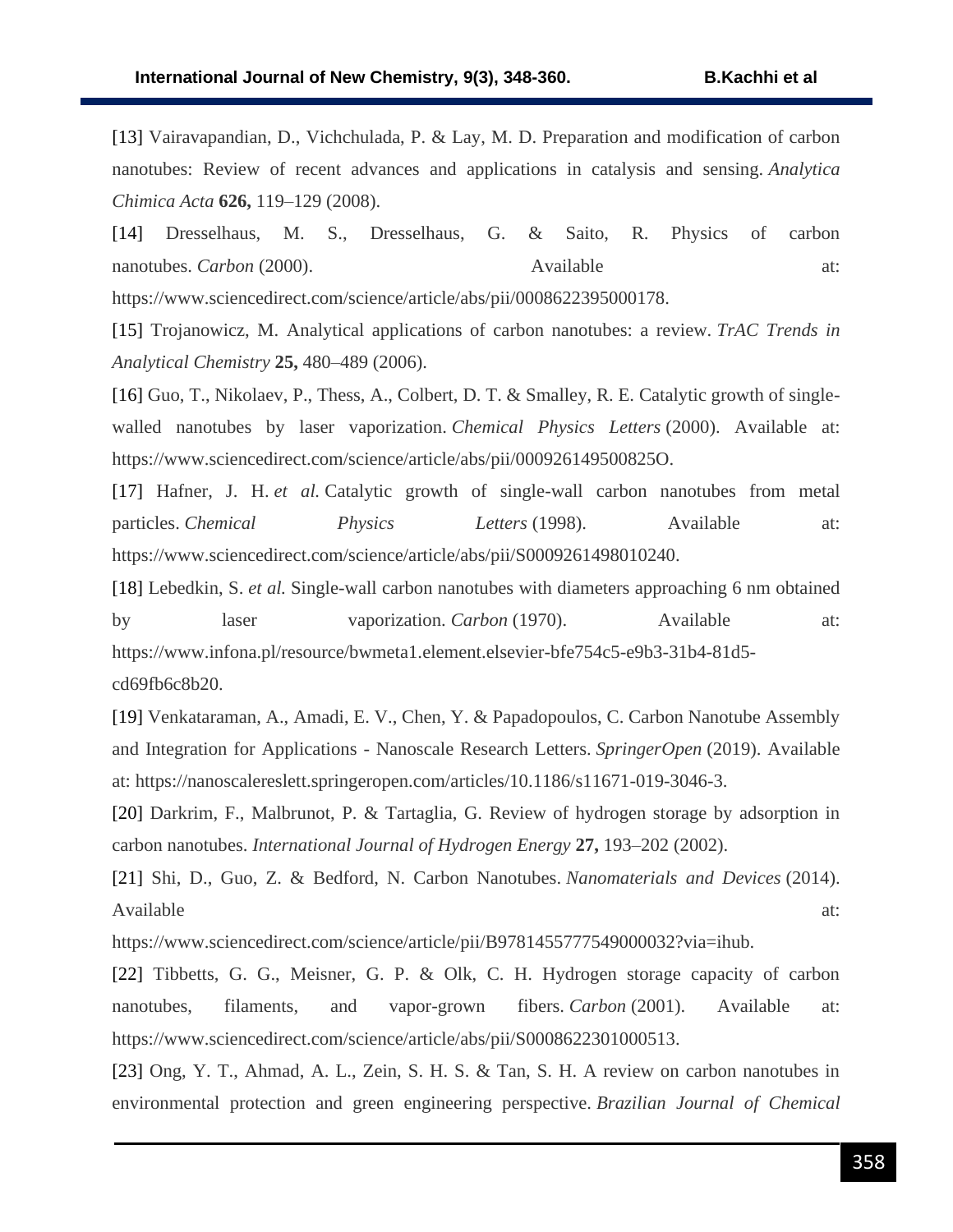[13] Vairavapandian, D., Vichchulada, P. & Lay, M. D. Preparation and modification of carbon nanotubes: Review of recent advances and applications in catalysis and sensing. *Analytica Chimica Acta* **626,** 119–129 (2008).

[14] Dresselhaus, M. S., Dresselhaus, G. & Saito, R. Physics of carbon nanotubes. *Carbon* (2000). Available at: https://www.sciencedirect.com/science/article/abs/pii/0008622395000178.

[15] Trojanowicz, M. Analytical applications of carbon nanotubes: a review. *TrAC Trends in Analytical Chemistry* **25,** 480–489 (2006).

[16] Guo, T., Nikolaev, P., Thess, A., Colbert, D. T. & Smalley, R. E. Catalytic growth of single-walled nanotubes by laser vaporization. *Chemical Physics Letters* (2000). Available at: https://www.sciencedirect.com/science/article/abs/pii/000926149500825O.

[17] Hafner, J. H. *et al.* Catalytic growth of single-wall carbon nanotubes from metal particles. *Chemical Physics Letters* (1998). Available at: https://www.sciencedirect.com/science/article/abs/pii/S0009261498010240.

[18] Lebedkin, S. *et al.* Single-wall carbon nanotubes with diameters approaching 6 nm obtained by laser vaporization. *Carbon* (1970). Available at: https://www.infona.pl/resource/bwmeta1.element.elsevier-bfe754c5-e9b3-31b4-81d5-cd69fb6c8b20.

[19] Venkataraman, A., Amadi, E. V., Chen, Y. & Papadopoulos, C. Carbon Nanotube Assembly and Integration for Applications - Nanoscale Research Letters. *SpringerOpen* (2019). Available at: https://nanoscalereslett.springeropen.com/articles/10.1186/s11671-019-3046-3.

[20] Darkrim, F., Malbrunot, P. & Tartaglia, G. Review of hydrogen storage by adsorption in carbon nanotubes. *International Journal of Hydrogen Energy* **27,** 193–202 (2002).

[21] Shi, D., Guo, Z. & Bedford, N. Carbon Nanotubes. *Nanomaterials and Devices* (2014). Available at: https://www.sciencedirect.com/science/article/pii/B9781455777549000032?via=ihub.

[22] Tibbetts, G. G., Meisner, G. P. & Olk, C. H. Hydrogen storage capacity of carbon nanotubes, filaments, and vapor-grown fibers. *Carbon* (2001). Available at: https://www.sciencedirect.com/science/article/abs/pii/S0008622301000513.

[23] Ong, Y. T., Ahmad, A. L., Zein, S. H. S. & Tan, S. H. A review on carbon nanotubes in environmental protection and green engineering perspective. *Brazilian Journal of Chemical*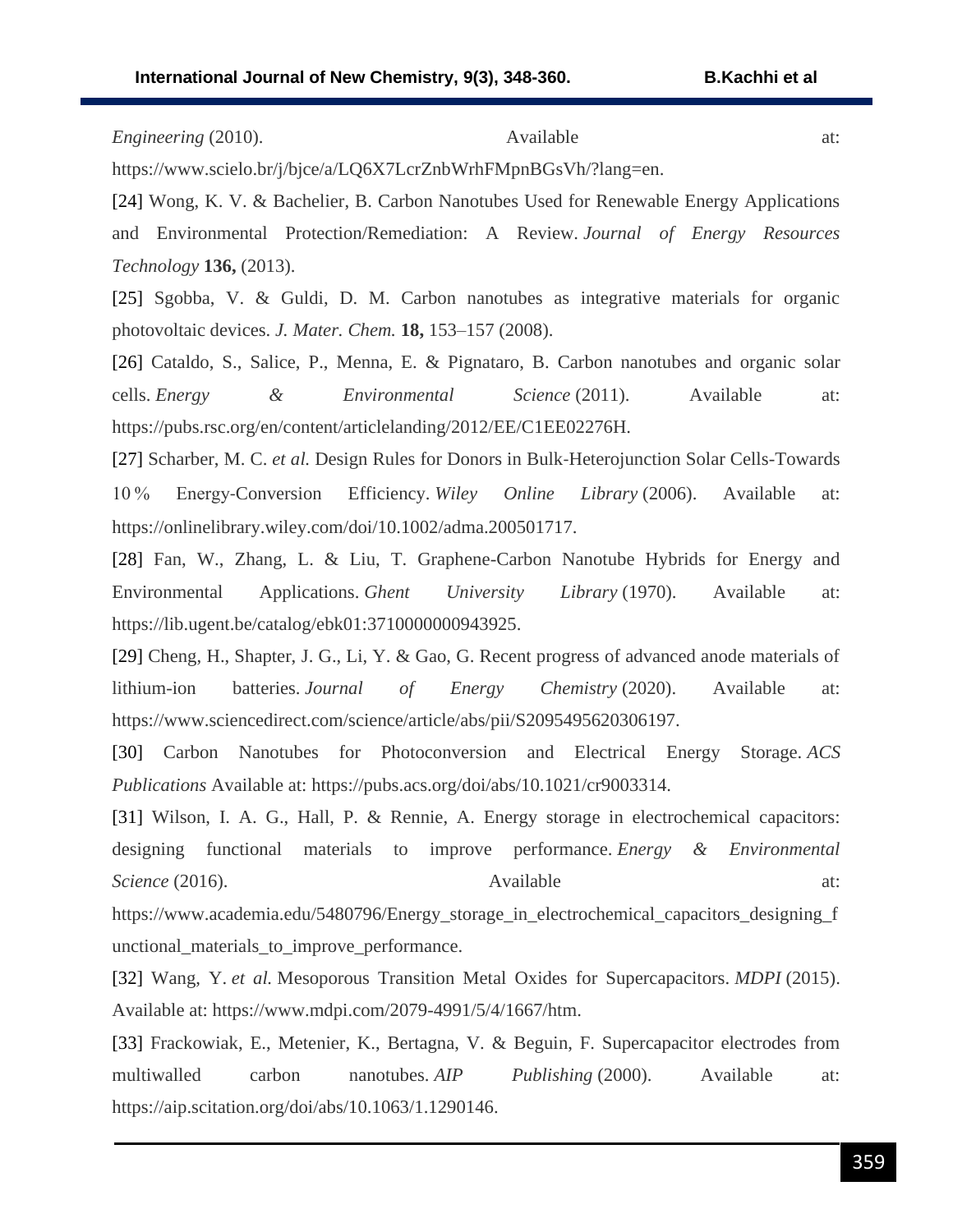*Engineering* (2010). Available at: https://www.scielo.br/j/bjce/a/LQ6X7LcrZnbWrhFMpnBGsVh/?lang=en.

[24] Wong, K. V. & Bachelier, B. Carbon Nanotubes Used for Renewable Energy Applications and Environmental Protection/Remediation: A Review. *Journal of Energy Resources Technology* **136,** (2013).

[25] Sgobba, V. & Guldi, D. M. Carbon nanotubes as integrative materials for organic photovoltaic devices. *J. Mater. Chem.* **18,** 153–157 (2008).

[26] Cataldo, S., Salice, P., Menna, E. & Pignataro, B. Carbon nanotubes and organic solar cells. *Energy & Environmental Science* (2011). Available at: https://pubs.rsc.org/en/content/articlelanding/2012/EE/C1EE02276H.

[27] Scharber, M. C. *et al.* Design Rules for Donors in Bulk-Heterojunction Solar Cells-Towards 10 % Energy-Conversion Efficiency. *Wiley Online Library* (2006). Available at: https://onlinelibrary.wiley.com/doi/10.1002/adma.200501717.

[28] Fan, W., Zhang, L. & Liu, T. Graphene-Carbon Nanotube Hybrids for Energy and Environmental Applications. *Ghent University Library* (1970). Available at: https://lib.ugent.be/catalog/ebk01:3710000000943925.

[29] Cheng, H., Shapter, J. G., Li, Y. & Gao, G. Recent progress of advanced anode materials of lithium-ion batteries. *Journal of Energy Chemistry* (2020). Available at: https://www.sciencedirect.com/science/article/abs/pii/S2095495620306197.

[30] Carbon Nanotubes for Photoconversion and Electrical Energy Storage. *ACS Publications* Available at: https://pubs.acs.org/doi/abs/10.1021/cr9003314.

[31] Wilson, I. A. G., Hall, P. & Rennie, A. Energy storage in electrochemical capacitors: designing functional materials to improve performance. *Energy & Environmental Science* (2016). Available at: https://www.academia.edu/5480796/Energy_storage_in_electrochemical_capacitors_designing_functional_materials_to_improve_performance.

[32] Wang, Y. *et al.* Mesoporous Transition Metal Oxides for Supercapacitors. *MDPI* (2015). Available at: https://www.mdpi.com/2079-4991/5/4/1667/htm.

[33] Frackowiak, E., Metenier, K., Bertagna, V. & Beguin, F. Supercapacitor electrodes from multiwalled carbon nanotubes. *AIP Publishing* (2000). Available at: https://aip.scitation.org/doi/abs/10.1063/1.1290146.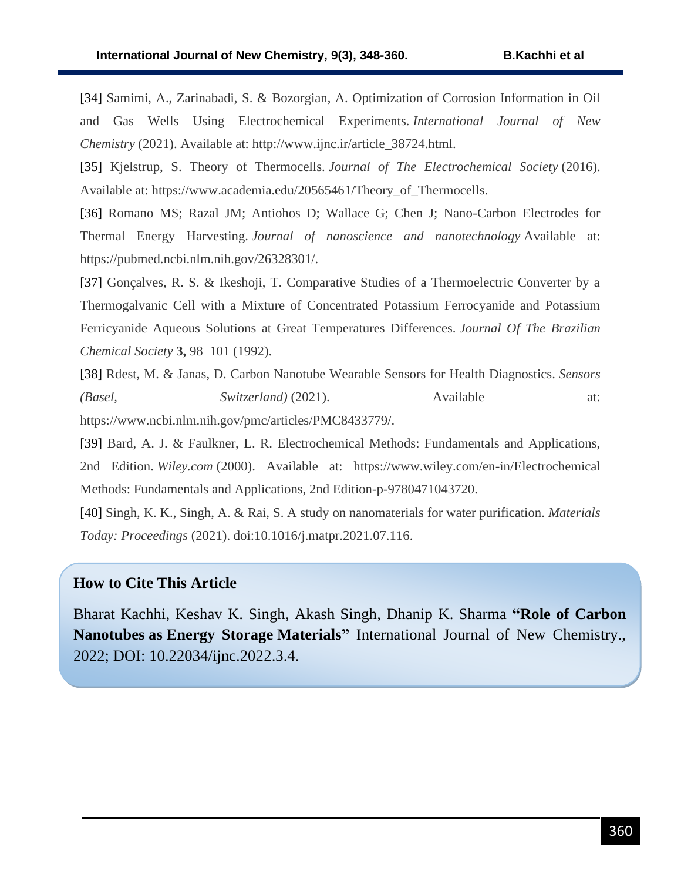[34] Samimi, A., Zarinabadi, S. & Bozorgian, A. Optimization of Corrosion Information in Oil and Gas Wells Using Electrochemical Experiments. *International Journal of New Chemistry* (2021). Available at: http://www.ijnc.ir/article_38724.html.

[35] Kjelstrup, S. Theory of Thermocells. *Journal of The Electrochemical Society* (2016). Available at: https://www.academia.edu/20565461/Theory_of_Thermocells.

[36] Romano MS; Razal JM; Antiohos D; Wallace G; Chen J; Nano-Carbon Electrodes for Thermal Energy Harvesting. *Journal of nanoscience and nanotechnology* Available at: https://pubmed.ncbi.nlm.nih.gov/26328301/.

[37] Gonçalves, R. S. & Ikeshoji, T. Comparative Studies of a Thermoelectric Converter by a Thermogalvanic Cell with a Mixture of Concentrated Potassium Ferrocyanide and Potassium Ferricyanide Aqueous Solutions at Great Temperatures Differences. *Journal Of The Brazilian Chemical Society* **3,** 98–101 (1992).

[38] Rdest, M. & Janas, D. Carbon Nanotube Wearable Sensors for Health Diagnostics. *Sensors (Basel, Switzerland)* (2021). Available at: https://www.ncbi.nlm.nih.gov/pmc/articles/PMC8433779/.

[39] Bard, A. J. & Faulkner, L. R. Electrochemical Methods: Fundamentals and Applications, 2nd Edition. *Wiley.com* (2000). Available at: https://www.wiley.com/en-in/Electrochemical Methods: Fundamentals and Applications, 2nd Edition-p-9780471043720.

[40] Singh, K. K., Singh, A. & Rai, S. A study on nanomaterials for water purification. *Materials Today: Proceedings* (2021). doi:10.1016/j.matpr.2021.07.116.

## How to Cite This Article

Bharat Kachhi, Keshav K. Singh, Akash Singh, Dhanip K. Sharma **"Role of Carbon Nanotubes as Energy Storage Materials"** International Journal of New Chemistry., 2022; DOI: 10.22034/ijnc.2022.3.4.